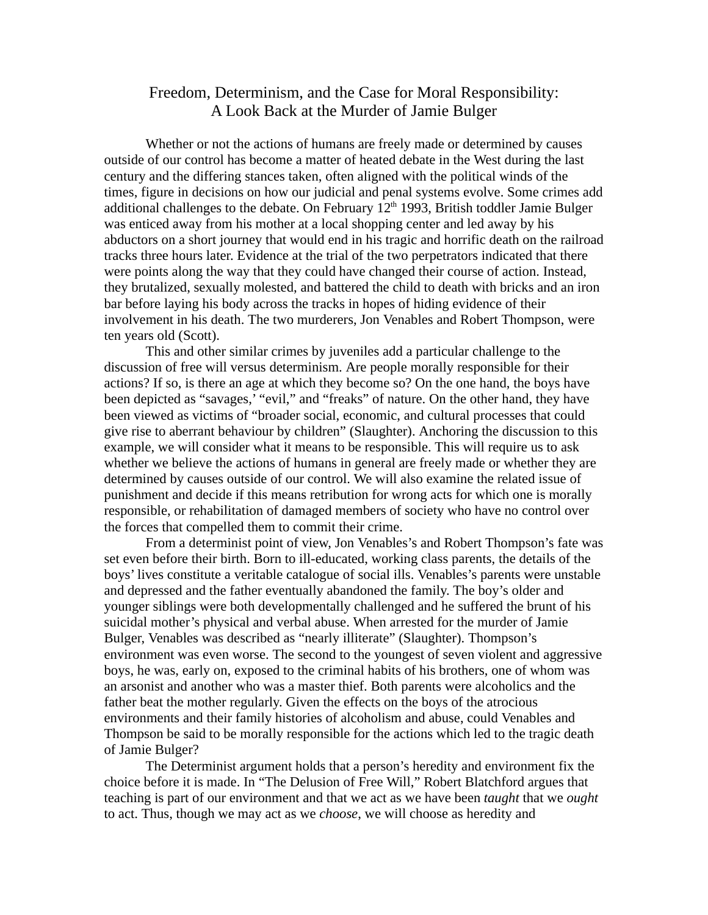# Freedom, Determinism, and the Case for Moral Responsibility: A Look Back at the Murder of Jamie Bulger

Whether or not the actions of humans are freely made or determined by causes outside of our control has become a matter of heated debate in the West during the last century and the differing stances taken, often aligned with the political winds of the times, figure in decisions on how our judicial and penal systems evolve. Some crimes add additional challenges to the debate. On February 12th 1993, British toddler Jamie Bulger was enticed away from his mother at a local shopping center and led away by his abductors on a short journey that would end in his tragic and horrific death on the railroad tracks three hours later. Evidence at the trial of the two perpetrators indicated that there were points along the way that they could have changed their course of action. Instead, they brutalized, sexually molested, and battered the child to death with bricks and an iron bar before laying his body across the tracks in hopes of hiding evidence of their involvement in his death. The two murderers, Jon Venables and Robert Thompson, were ten years old (Scott).

This and other similar crimes by juveniles add a particular challenge to the discussion of free will versus determinism. Are people morally responsible for their actions? If so, is there an age at which they become so? On the one hand, the boys have been depicted as "savages,' "evil," and "freaks" of nature. On the other hand, they have been viewed as victims of "broader social, economic, and cultural processes that could give rise to aberrant behaviour by children" (Slaughter). Anchoring the discussion to this example, we will consider what it means to be responsible. This will require us to ask whether we believe the actions of humans in general are freely made or whether they are determined by causes outside of our control. We will also examine the related issue of punishment and decide if this means retribution for wrong acts for which one is morally responsible, or rehabilitation of damaged members of society who have no control over the forces that compelled them to commit their crime.

From a determinist point of view, Jon Venables's and Robert Thompson's fate was set even before their birth. Born to ill-educated, working class parents, the details of the boys' lives constitute a veritable catalogue of social ills. Venables's parents were unstable and depressed and the father eventually abandoned the family. The boy's older and younger siblings were both developmentally challenged and he suffered the brunt of his suicidal mother's physical and verbal abuse. When arrested for the murder of Jamie Bulger, Venables was described as "nearly illiterate" (Slaughter). Thompson's environment was even worse. The second to the youngest of seven violent and aggressive boys, he was, early on, exposed to the criminal habits of his brothers, one of whom was an arsonist and another who was a master thief. Both parents were alcoholics and the father beat the mother regularly. Given the effects on the boys of the atrocious environments and their family histories of alcoholism and abuse, could Venables and Thompson be said to be morally responsible for the actions which led to the tragic death of Jamie Bulger?

The Determinist argument holds that a person's heredity and environment fix the choice before it is made. In "The Delusion of Free Will," Robert Blatchford argues that teaching is part of our environment and that we act as we have been *taught* that we *ought* to act. Thus, though we may act as we *choose*, we will choose as heredity and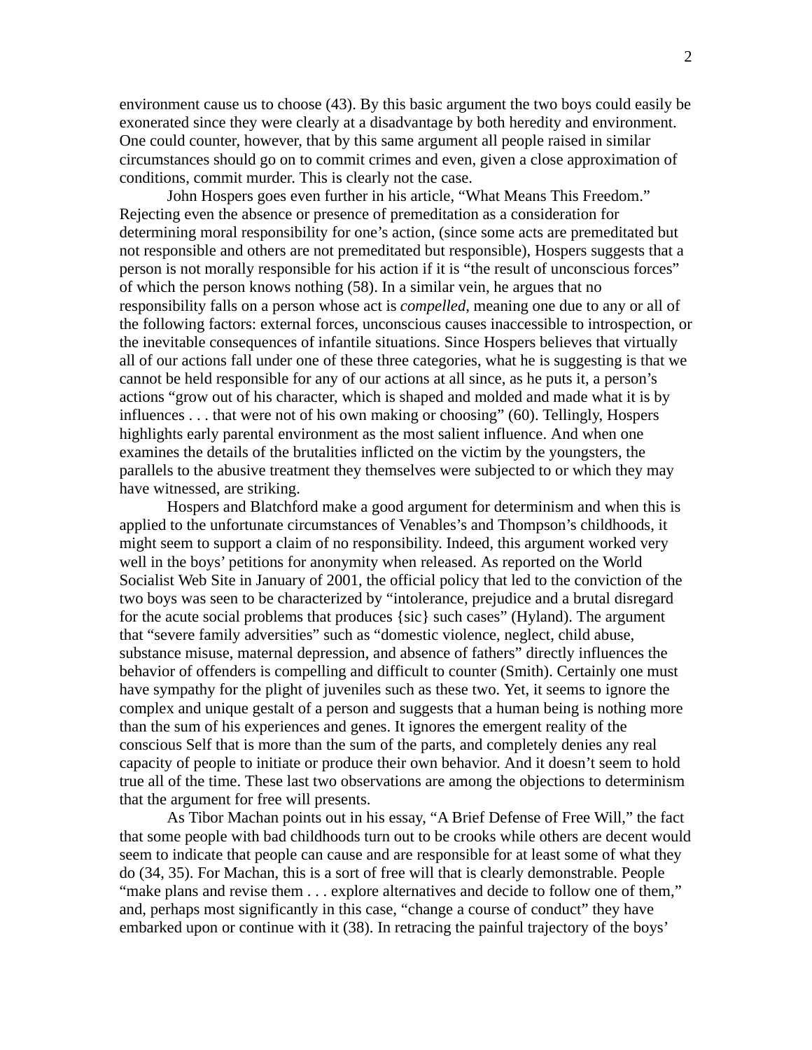environment cause us to choose (43). By this basic argument the two boys could easily be exonerated since they were clearly at a disadvantage by both heredity and environment. One could counter, however, that by this same argument all people raised in similar circumstances should go on to commit crimes and even, given a close approximation of conditions, commit murder. This is clearly not the case.

John Hospers goes even further in his article, "What Means This Freedom." Rejecting even the absence or presence of premeditation as a consideration for determining moral responsibility for one's action, (since some acts are premeditated but not responsible and others are not premeditated but responsible), Hospers suggests that a person is not morally responsible for his action if it is "the result of unconscious forces" of which the person knows nothing (58). In a similar vein, he argues that no responsibility falls on a person whose act is *compelled*, meaning one due to any or all of the following factors: external forces, unconscious causes inaccessible to introspection, or the inevitable consequences of infantile situations. Since Hospers believes that virtually all of our actions fall under one of these three categories, what he is suggesting is that we cannot be held responsible for any of our actions at all since, as he puts it, a person's actions "grow out of his character, which is shaped and molded and made what it is by influences . . . that were not of his own making or choosing" (60). Tellingly, Hospers highlights early parental environment as the most salient influence. And when one examines the details of the brutalities inflicted on the victim by the youngsters, the parallels to the abusive treatment they themselves were subjected to or which they may have witnessed, are striking.

Hospers and Blatchford make a good argument for determinism and when this is applied to the unfortunate circumstances of Venables's and Thompson's childhoods, it might seem to support a claim of no responsibility. Indeed, this argument worked very well in the boys' petitions for anonymity when released. As reported on the World Socialist Web Site in January of 2001, the official policy that led to the conviction of the two boys was seen to be characterized by "intolerance, prejudice and a brutal disregard for the acute social problems that produces {sic} such cases" (Hyland). The argument that "severe family adversities" such as "domestic violence, neglect, child abuse, substance misuse, maternal depression, and absence of fathers" directly influences the behavior of offenders is compelling and difficult to counter (Smith). Certainly one must have sympathy for the plight of juveniles such as these two. Yet, it seems to ignore the complex and unique gestalt of a person and suggests that a human being is nothing more than the sum of his experiences and genes. It ignores the emergent reality of the conscious Self that is more than the sum of the parts, and completely denies any real capacity of people to initiate or produce their own behavior. And it doesn't seem to hold true all of the time. These last two observations are among the objections to determinism that the argument for free will presents.

As Tibor Machan points out in his essay, "A Brief Defense of Free Will," the fact that some people with bad childhoods turn out to be crooks while others are decent would seem to indicate that people can cause and are responsible for at least some of what they do (34, 35). For Machan, this is a sort of free will that is clearly demonstrable. People "make plans and revise them . . . explore alternatives and decide to follow one of them," and, perhaps most significantly in this case, "change a course of conduct" they have embarked upon or continue with it (38). In retracing the painful trajectory of the boys'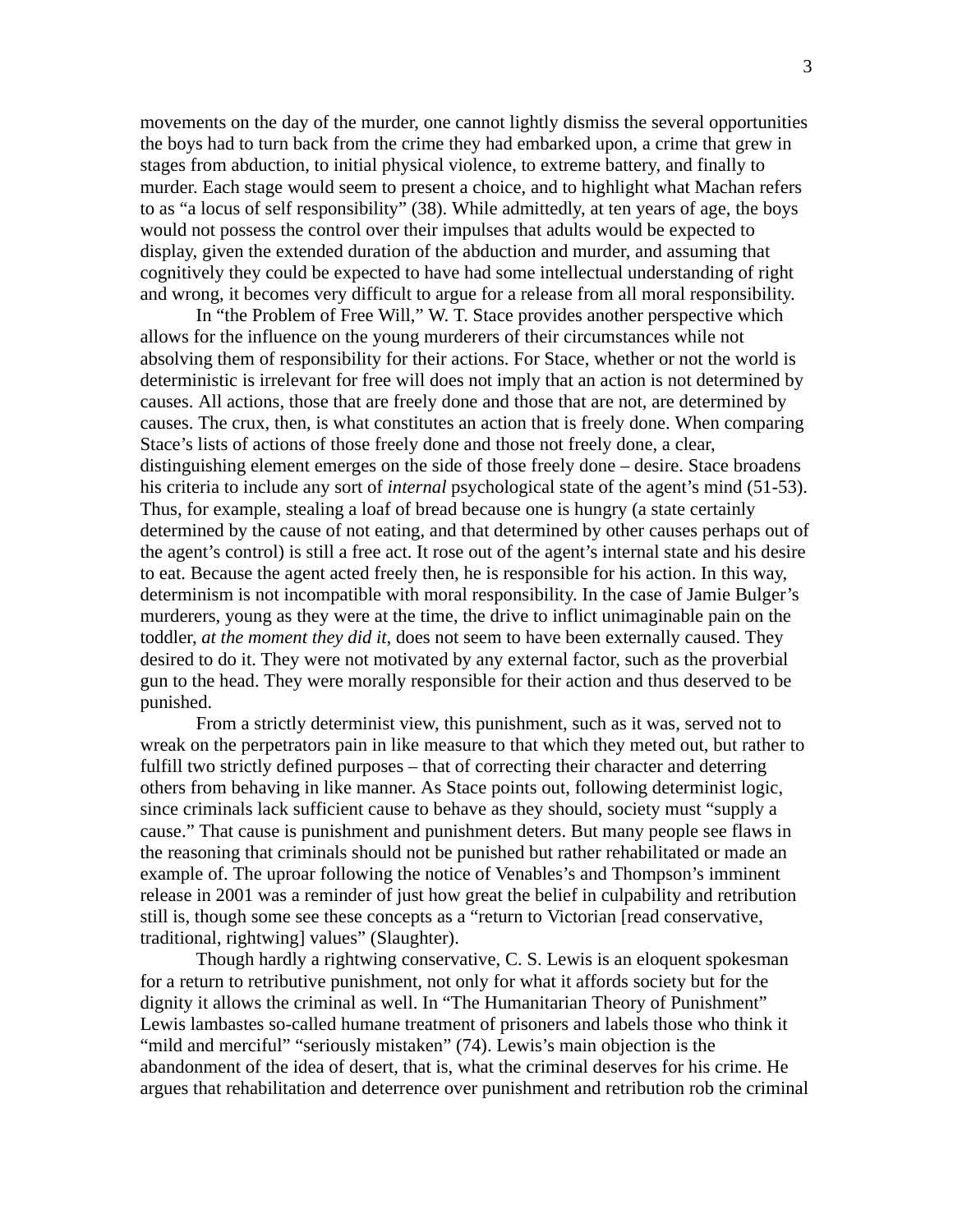movements on the day of the murder, one cannot lightly dismiss the several opportunities the boys had to turn back from the crime they had embarked upon, a crime that grew in stages from abduction, to initial physical violence, to extreme battery, and finally to murder. Each stage would seem to present a choice, and to highlight what Machan refers to as "a locus of self responsibility" (38). While admittedly, at ten years of age, the boys would not possess the control over their impulses that adults would be expected to display, given the extended duration of the abduction and murder, and assuming that cognitively they could be expected to have had some intellectual understanding of right and wrong, it becomes very difficult to argue for a release from all moral responsibility.

In "the Problem of Free Will," W. T. Stace provides another perspective which allows for the influence on the young murderers of their circumstances while not absolving them of responsibility for their actions. For Stace, whether or not the world is deterministic is irrelevant for free will does not imply that an action is not determined by causes. All actions, those that are freely done and those that are not, are determined by causes. The crux, then, is what constitutes an action that is freely done. When comparing Stace's lists of actions of those freely done and those not freely done, a clear, distinguishing element emerges on the side of those freely done – desire. Stace broadens his criteria to include any sort of *internal* psychological state of the agent's mind (51-53). Thus, for example, stealing a loaf of bread because one is hungry (a state certainly determined by the cause of not eating, and that determined by other causes perhaps out of the agent's control) is still a free act. It rose out of the agent's internal state and his desire to eat. Because the agent acted freely then, he is responsible for his action. In this way, determinism is not incompatible with moral responsibility. In the case of Jamie Bulger's murderers, young as they were at the time, the drive to inflict unimaginable pain on the toddler, *at the moment they did it*, does not seem to have been externally caused. They desired to do it. They were not motivated by any external factor, such as the proverbial gun to the head. They were morally responsible for their action and thus deserved to be punished.

From a strictly determinist view, this punishment, such as it was, served not to wreak on the perpetrators pain in like measure to that which they meted out, but rather to fulfill two strictly defined purposes – that of correcting their character and deterring others from behaving in like manner. As Stace points out, following determinist logic, since criminals lack sufficient cause to behave as they should, society must "supply a cause." That cause is punishment and punishment deters. But many people see flaws in the reasoning that criminals should not be punished but rather rehabilitated or made an example of. The uproar following the notice of Venables's and Thompson's imminent release in 2001 was a reminder of just how great the belief in culpability and retribution still is, though some see these concepts as a "return to Victorian [read conservative, traditional, rightwing] values" (Slaughter).

Though hardly a rightwing conservative, C. S. Lewis is an eloquent spokesman for a return to retributive punishment, not only for what it affords society but for the dignity it allows the criminal as well. In "The Humanitarian Theory of Punishment" Lewis lambastes so-called humane treatment of prisoners and labels those who think it "mild and merciful" "seriously mistaken" (74). Lewis's main objection is the abandonment of the idea of desert, that is, what the criminal deserves for his crime. He argues that rehabilitation and deterrence over punishment and retribution rob the criminal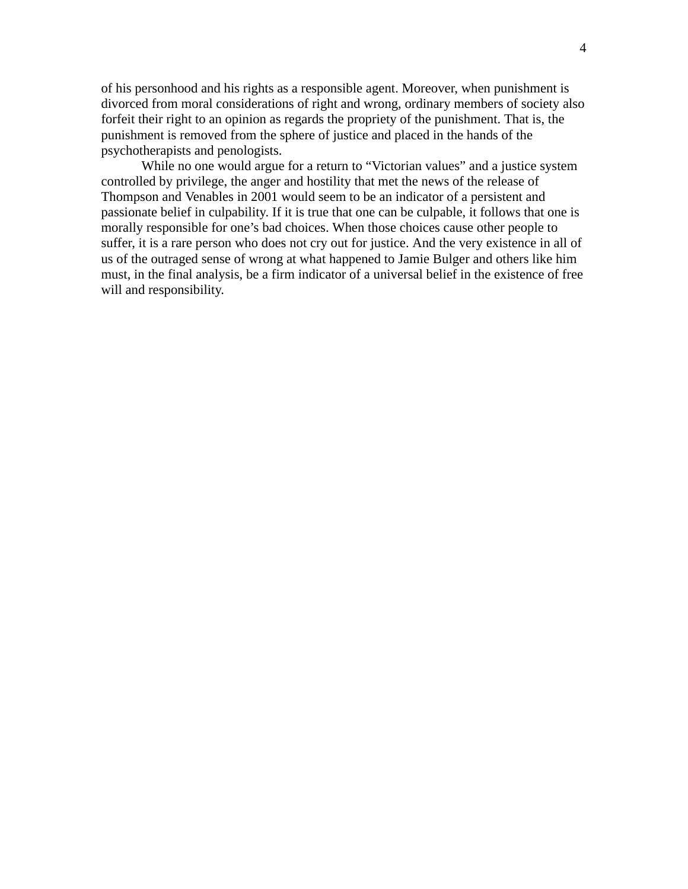of his personhood and his rights as a responsible agent. Moreover, when punishment is divorced from moral considerations of right and wrong, ordinary members of society also forfeit their right to an opinion as regards the propriety of the punishment. That is, the punishment is removed from the sphere of justice and placed in the hands of the psychotherapists and penologists.

While no one would argue for a return to "Victorian values" and a justice system controlled by privilege, the anger and hostility that met the news of the release of Thompson and Venables in 2001 would seem to be an indicator of a persistent and passionate belief in culpability. If it is true that one can be culpable, it follows that one is morally responsible for one's bad choices. When those choices cause other people to suffer, it is a rare person who does not cry out for justice. And the very existence in all of us of the outraged sense of wrong at what happened to Jamie Bulger and others like him must, in the final analysis, be a firm indicator of a universal belief in the existence of free will and responsibility.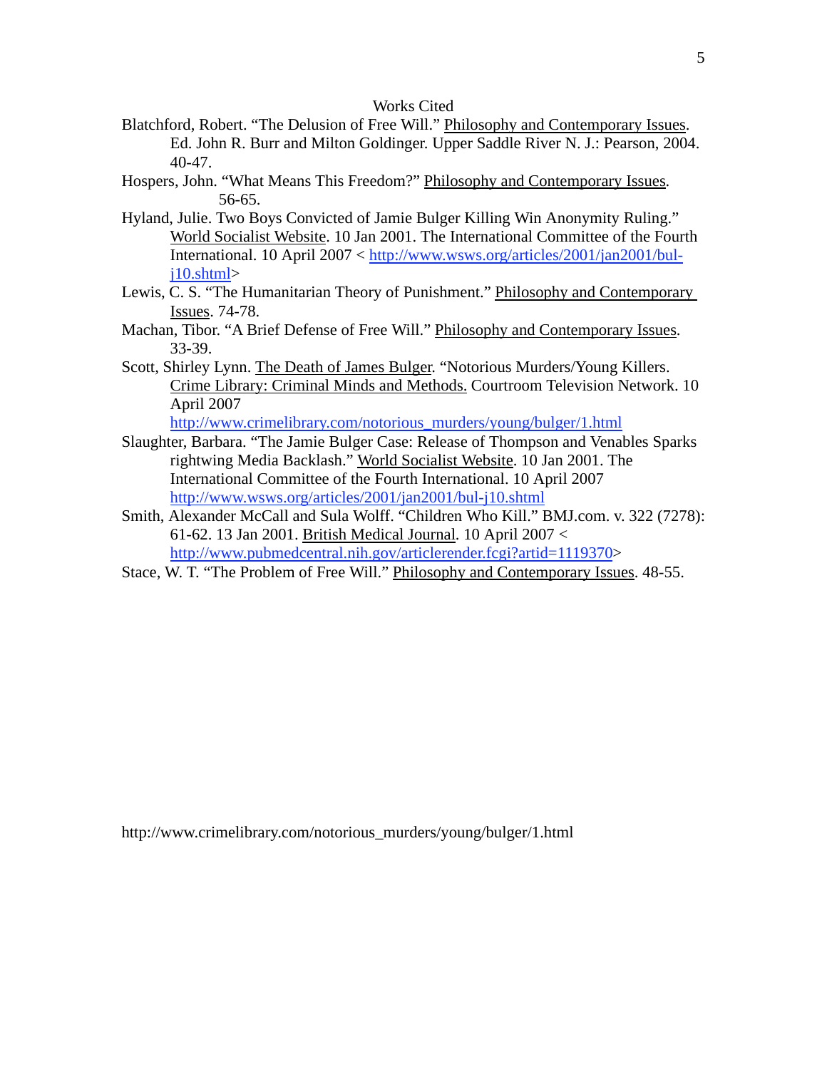# Works Cited

Blatchford, Robert. "The Delusion of Free Will." Philosophy and Contemporary Issues. Ed. John R. Burr and Milton Goldinger. Upper Saddle River N. J.: Pearson, 2004. 40-47.

Hospers, John. "What Means This Freedom?" Philosophy and Contemporary Issues. 56-65.

Hyland, Julie. Two Boys Convicted of Jamie Bulger Killing Win Anonymity Ruling." World Socialist Website. 10 Jan 2001. The International Committee of the Fourth International. 10 April 2007 < http://www.wsws.org/articles/2001/jan2001/bul-j10.shtml>

Lewis, C. S. "The Humanitarian Theory of Punishment." Philosophy and Contemporary Issues. 74-78.

Machan, Tibor. "A Brief Defense of Free Will." Philosophy and Contemporary Issues. 33-39.

Scott, Shirley Lynn. The Death of James Bulger. "Notorious Murders/Young Killers. Crime Library: Criminal Minds and Methods. Courtroom Television Network. 10 April 2007 http://www.crimelibrary.com/notorious_murders/young/bulger/1.html

Slaughter, Barbara. "The Jamie Bulger Case: Release of Thompson and Venables Sparks rightwing Media Backlash." World Socialist Website. 10 Jan 2001. The International Committee of the Fourth International. 10 April 2007 http://www.wsws.org/articles/2001/jan2001/bul-j10.shtml

Smith, Alexander McCall and Sula Wolff. "Children Who Kill." BMJ.com. v. 322 (7278): 61-62. 13 Jan 2001. British Medical Journal. 10 April 2007 < http://www.pubmedcentral.nih.gov/articlerender.fcgi?artid=1119370>

Stace, W. T. "The Problem of Free Will." Philosophy and Contemporary Issues. 48-55.

http://www.crimelibrary.com/notorious_murders/young/bulger/1.html